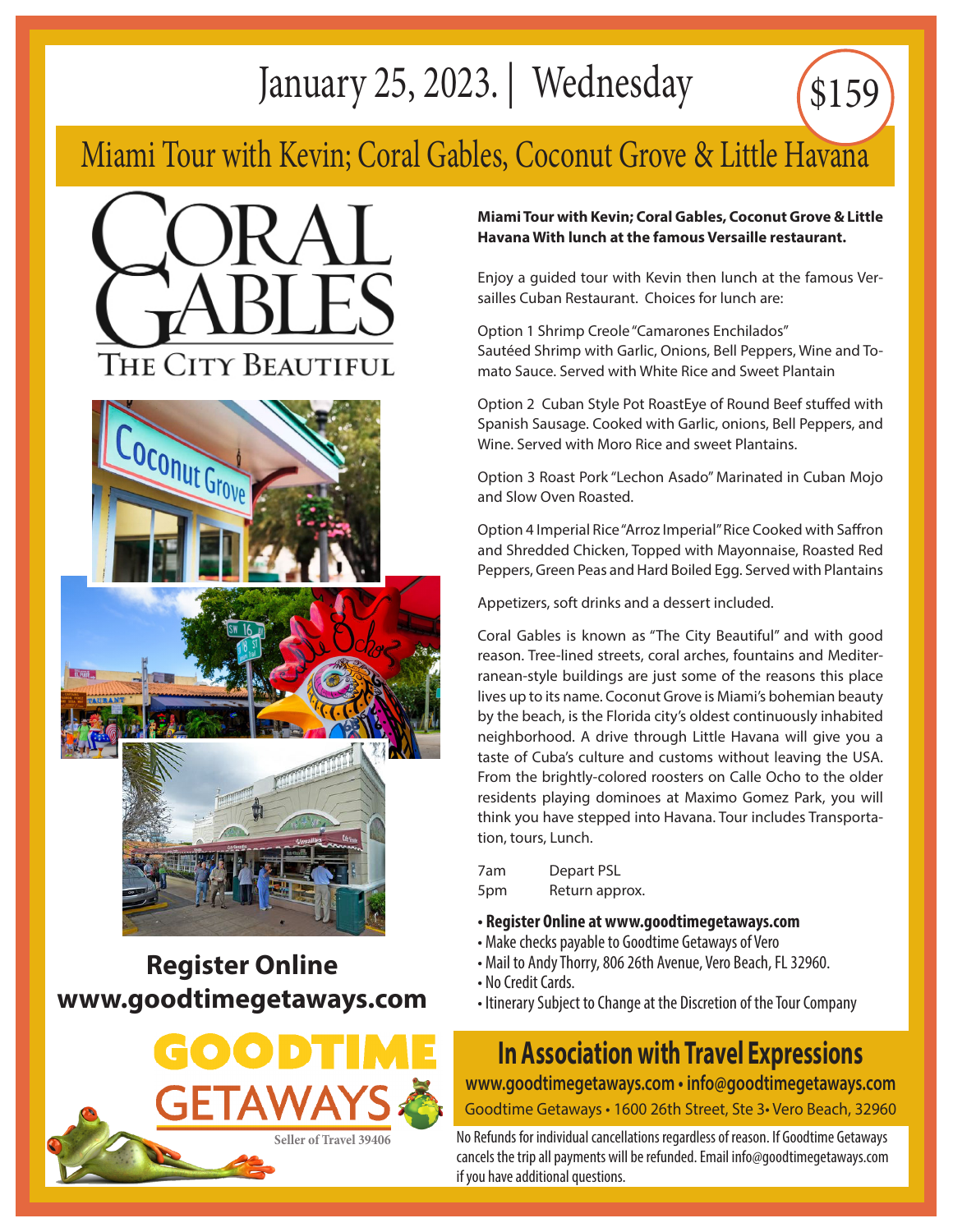# January 25, 2023. | Wednesday

$159

## Miami Tour with Kevin; Coral Gables, Coconut Grove & Little Havana

CORAL GABLES
THE CITY BEAUTIFUL

**Register Online www.goodtimegetaways.com**

GOODTIME GETAWAYS
Seller of Travel 39406

**Miami Tour with Kevin; Coral Gables, Coconut Grove & Little Havana With lunch at the famous Versaille restaurant.**

Enjoy a guided tour with Kevin then lunch at the famous Versailles Cuban Restaurant. Choices for lunch are:

Option 1 Shrimp Creole "Camarones Enchilados" Sautéed Shrimp with Garlic, Onions, Bell Peppers, Wine and Tomato Sauce. Served with White Rice and Sweet Plantain

Option 2 Cuban Style Pot RoastEye of Round Beef stuffed with Spanish Sausage. Cooked with Garlic, onions, Bell Peppers, and Wine. Served with Moro Rice and sweet Plantains.

Option 3 Roast Pork "Lechon Asado" Marinated in Cuban Mojo and Slow Oven Roasted.

Option 4 Imperial Rice "Arroz Imperial" Rice Cooked with Saffron and Shredded Chicken, Topped with Mayonnaise, Roasted Red Peppers, Green Peas and Hard Boiled Egg. Served with Plantains

Appetizers, soft drinks and a dessert included.

Coral Gables is known as "The City Beautiful" and with good reason. Tree-lined streets, coral arches, fountains and Mediterranean-style buildings are just some of the reasons this place lives up to its name. Coconut Grove is Miami's bohemian beauty by the beach, is the Florida city's oldest continuously inhabited neighborhood. A drive through Little Havana will give you a taste of Cuba's culture and customs without leaving the USA. From the brightly-colored roosters on Calle Ocho to the older residents playing dominoes at Maximo Gomez Park, you will think you have stepped into Havana. Tour includes Transportation, tours, Lunch.

| | |
|---|---|
| 7am | Depart PSL |
| 5pm | Return approx. |

- **Register Online at www.goodtimegetaways.com**
- Make checks payable to Goodtime Getaways of Vero
- Mail to Andy Thorry, 806 26th Avenue, Vero Beach, FL 32960.
- No Credit Cards.
- Itinerary Subject to Change at the Discretion of the Tour Company

## In Association with Travel Expressions

**www.goodtimegetaways.com • info@goodtimegetaways.com**

Goodtime Getaways • 1600 26th Street, Ste 3• Vero Beach, 32960

No Refunds for individual cancellations regardless of reason. If Goodtime Getaways cancels the trip all payments will be refunded. Email info@goodtimegetaways.com if you have additional questions.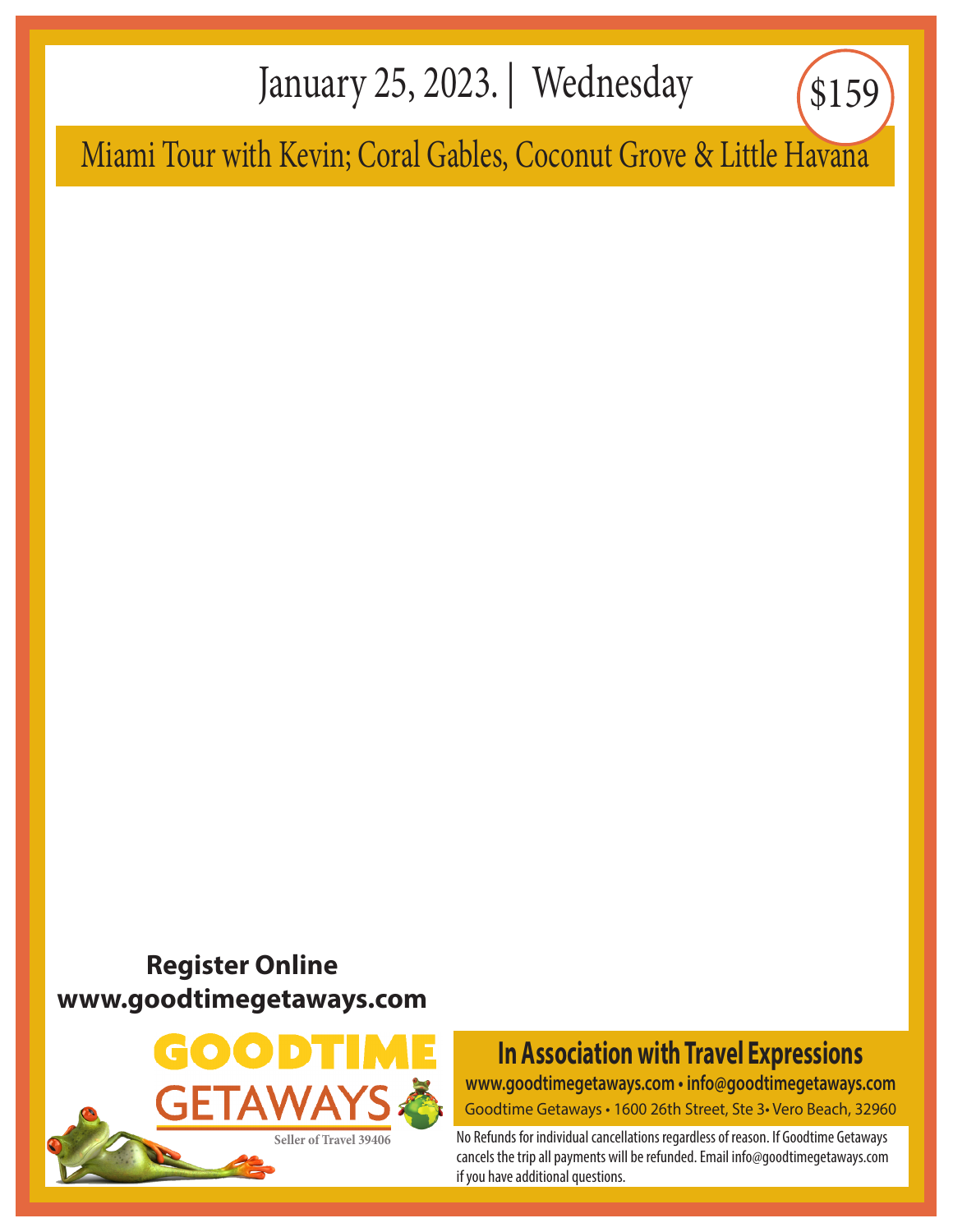January 25, 2023. | Wednesday

$159

## Miami Tour with Kevin; Coral Gables, Coconut Grove & Little Havana

**Register Online**
**www.goodtimegetaways.com**

GOODTIME GETAWAYS

Seller of Travel 39406

## In Association with Travel Expressions

**www.goodtimegetaways.com • info@goodtimegetaways.com**

Goodtime Getaways • 1600 26th Street, Ste 3• Vero Beach, 32960

No Refunds for individual cancellations regardless of reason. If Goodtime Getaways cancels the trip all payments will be refunded. Email info@goodtimegetaways.com if you have additional questions.